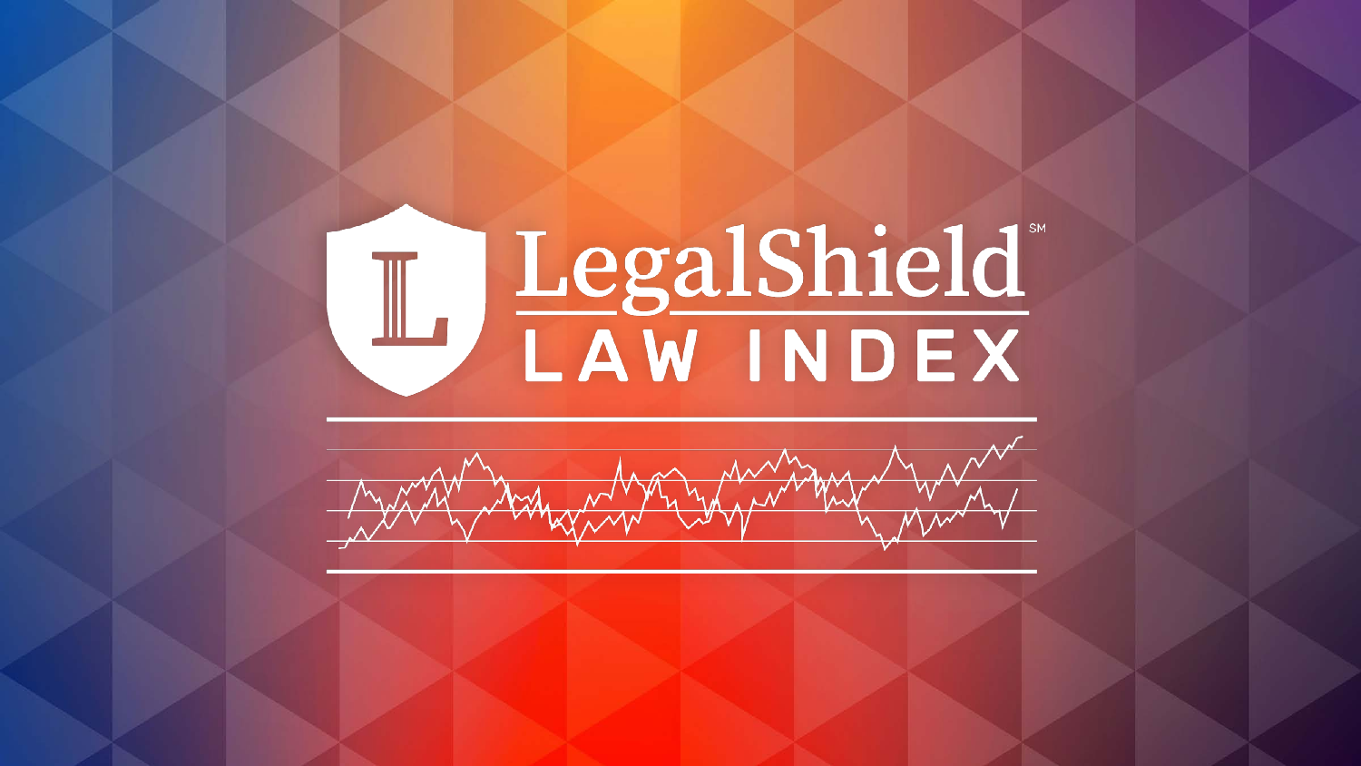# LegalShield℠ LAW INDEX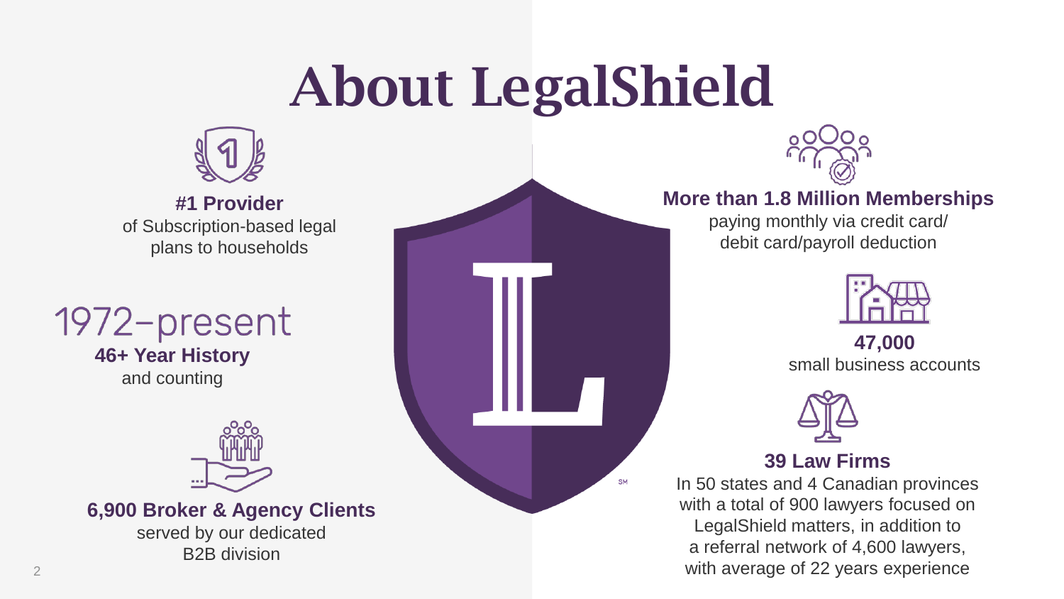# About LegalShield

**#1 Provider**
of Subscription-based legal plans to households

1972–present
**46+ Year History**
and counting

**6,900 Broker & Agency Clients**
served by our dedicated B2B division

**More than 1.8 Million Memberships**
paying monthly via credit card/ debit card/payroll deduction

**47,000**
small business accounts

**39 Law Firms**
In 50 states and 4 Canadian provinces with a total of 900 lawyers focused on LegalShield matters, in addition to a referral network of 4,600 lawyers, with average of 22 years experience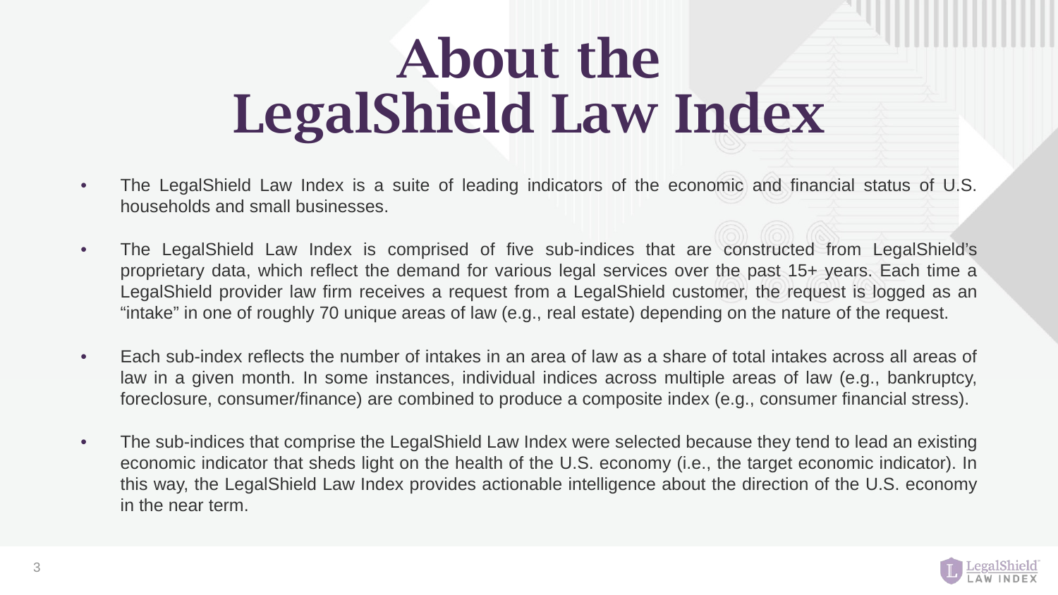# About the LegalShield Law Index

- The LegalShield Law Index is a suite of leading indicators of the economic and financial status of U.S. households and small businesses.
- The LegalShield Law Index is comprised of five sub-indices that are constructed from LegalShield's proprietary data, which reflect the demand for various legal services over the past 15+ years. Each time a LegalShield provider law firm receives a request from a LegalShield customer, the request is logged as an "intake" in one of roughly 70 unique areas of law (e.g., real estate) depending on the nature of the request.
- Each sub-index reflects the number of intakes in an area of law as a share of total intakes across all areas of law in a given month. In some instances, individual indices across multiple areas of law (e.g., bankruptcy, foreclosure, consumer/finance) are combined to produce a composite index (e.g., consumer financial stress).
- The sub-indices that comprise the LegalShield Law Index were selected because they tend to lead an existing economic indicator that sheds light on the health of the U.S. economy (i.e., the target economic indicator). In this way, the LegalShield Law Index provides actionable intelligence about the direction of the U.S. economy in the near term.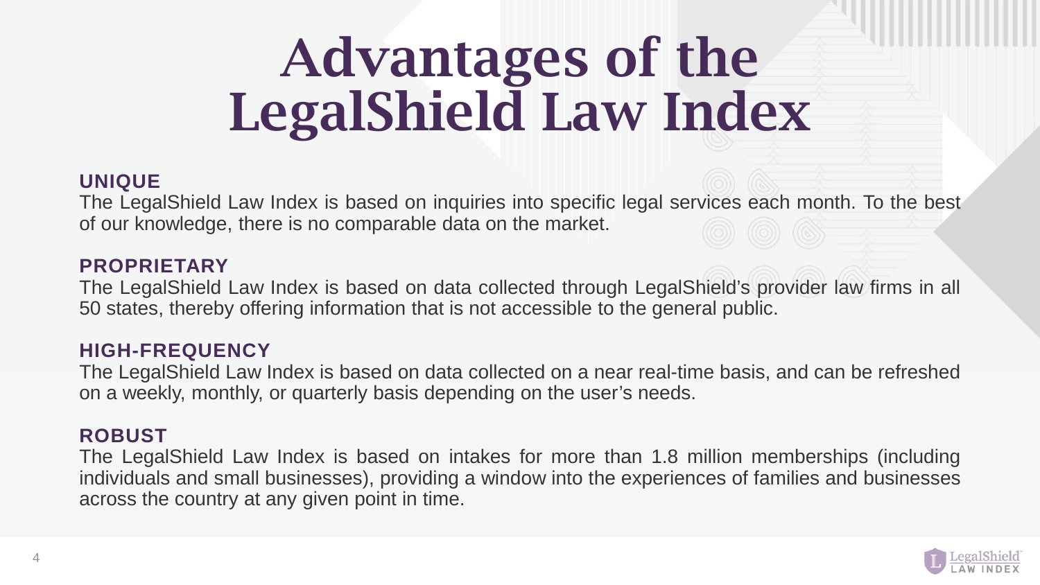# Advantages of the LegalShield Law Index

## UNIQUE

The LegalShield Law Index is based on inquiries into specific legal services each month. To the best of our knowledge, there is no comparable data on the market.

## PROPRIETARY

The LegalShield Law Index is based on data collected through LegalShield's provider law firms in all 50 states, thereby offering information that is not accessible to the general public.

## HIGH-FREQUENCY

The LegalShield Law Index is based on data collected on a near real-time basis, and can be refreshed on a weekly, monthly, or quarterly basis depending on the user's needs.

## ROBUST

The LegalShield Law Index is based on intakes for more than 1.8 million memberships (including individuals and small businesses), providing a window into the experiences of families and businesses across the country at any given point in time.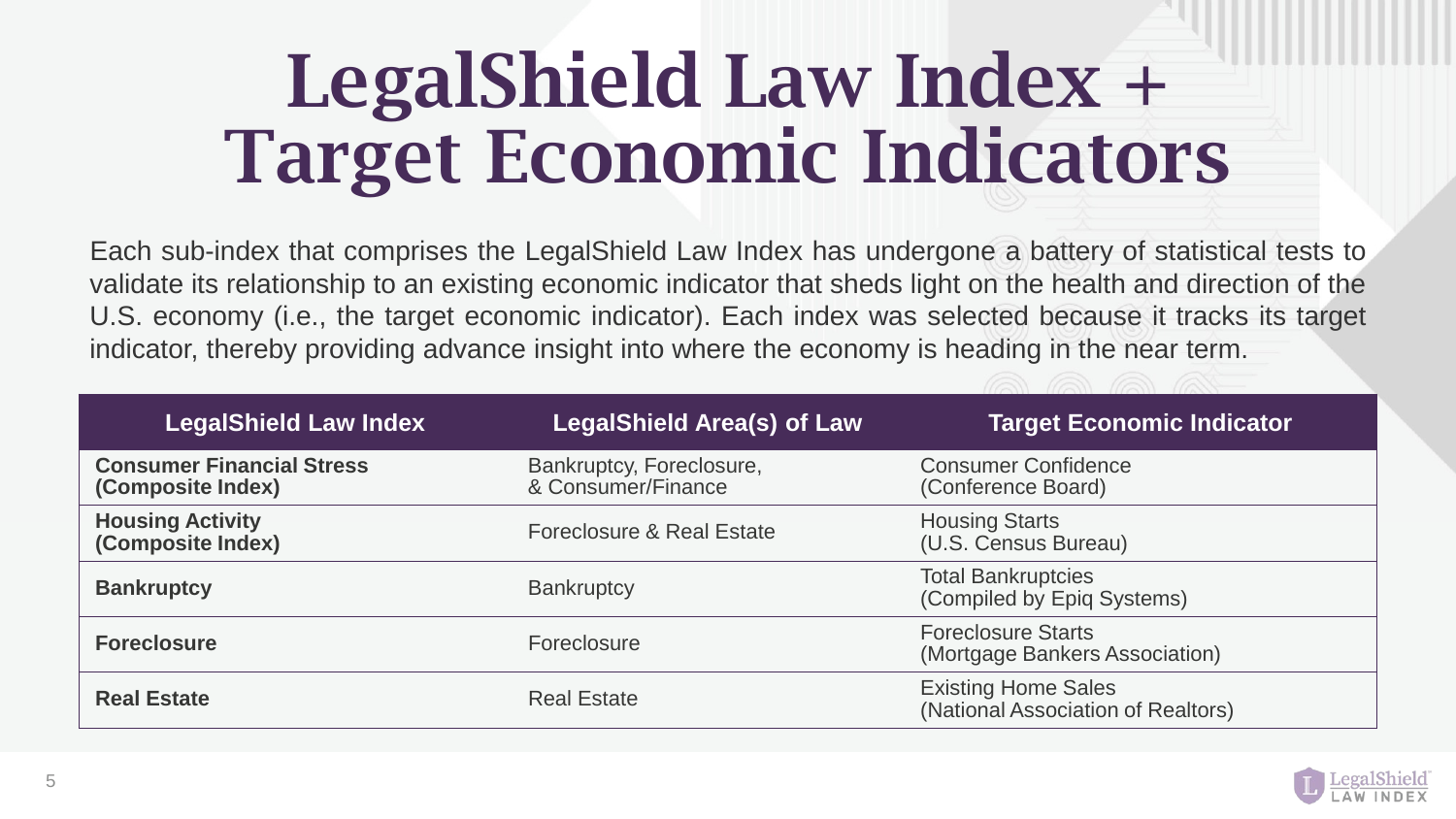# LegalShield Law Index + Target Economic Indicators

Each sub-index that comprises the LegalShield Law Index has undergone a battery of statistical tests to validate its relationship to an existing economic indicator that sheds light on the health and direction of the U.S. economy (i.e., the target economic indicator). Each index was selected because it tracks its target indicator, thereby providing advance insight into where the economy is heading in the near term.

| LegalShield Law Index | LegalShield Area(s) of Law | Target Economic Indicator |
| --- | --- | --- |
| **Consumer Financial Stress (Composite Index)** | Bankruptcy, Foreclosure, & Consumer/Finance | Consumer Confidence (Conference Board) |
| **Housing Activity (Composite Index)** | Foreclosure & Real Estate | Housing Starts (U.S. Census Bureau) |
| **Bankruptcy** | Bankruptcy | Total Bankruptcies (Compiled by Epiq Systems) |
| **Foreclosure** | Foreclosure | Foreclosure Starts (Mortgage Bankers Association) |
| **Real Estate** | Real Estate | Existing Home Sales (National Association of Realtors) |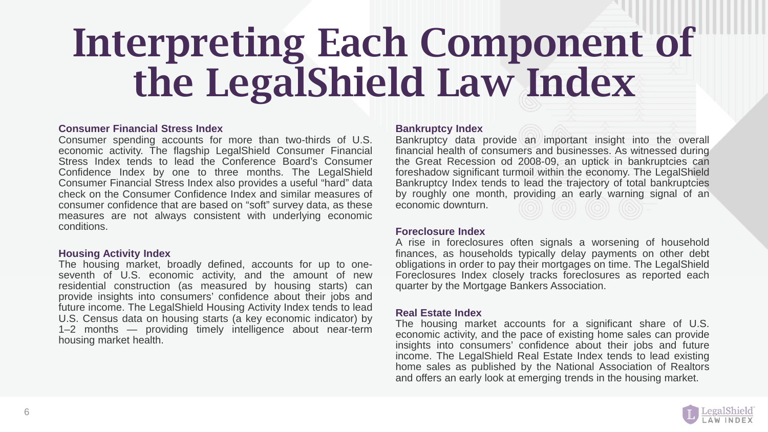# Interpreting Each Component of the LegalShield Law Index

**Consumer Financial Stress Index**

Consumer spending accounts for more than two-thirds of U.S. economic activity. The flagship LegalShield Consumer Financial Stress Index tends to lead the Conference Board's Consumer Confidence Index by one to three months. The LegalShield Consumer Financial Stress Index also provides a useful "hard" data check on the Consumer Confidence Index and similar measures of consumer confidence that are based on "soft" survey data, as these measures are not always consistent with underlying economic conditions.

**Housing Activity Index**

The housing market, broadly defined, accounts for up to one-seventh of U.S. economic activity, and the amount of new residential construction (as measured by housing starts) can provide insights into consumers' confidence about their jobs and future income. The LegalShield Housing Activity Index tends to lead U.S. Census data on housing starts (a key economic indicator) by 1–2 months — providing timely intelligence about near-term housing market health.

**Bankruptcy Index**

Bankruptcy data provide an important insight into the overall financial health of consumers and businesses. As witnessed during the Great Recession od 2008-09, an uptick in bankruptcies can foreshadow significant turmoil within the economy. The LegalShield Bankruptcy Index tends to lead the trajectory of total bankruptcies by roughly one month, providing an early warning signal of an economic downturn.

**Foreclosure Index**

A rise in foreclosures often signals a worsening of household finances, as households typically delay payments on other debt obligations in order to pay their mortgages on time. The LegalShield Foreclosures Index closely tracks foreclosures as reported each quarter by the Mortgage Bankers Association.

**Real Estate Index**

The housing market accounts for a significant share of U.S. economic activity, and the pace of existing home sales can provide insights into consumers' confidence about their jobs and future income. The LegalShield Real Estate Index tends to lead existing home sales as published by the National Association of Realtors and offers an early look at emerging trends in the housing market.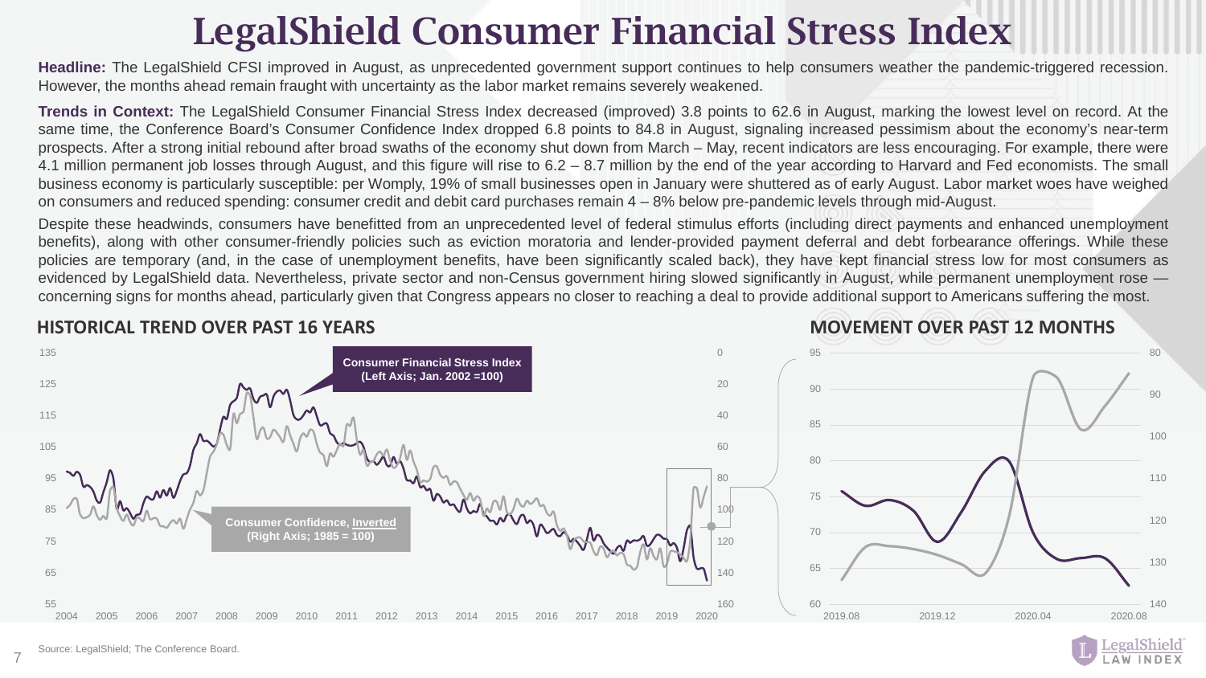# LegalShield Consumer Financial Stress Index

**Headline:** The LegalShield CFSI improved in August, as unprecedented government support continues to help consumers weather the pandemic-triggered recession. However, the months ahead remain fraught with uncertainty as the labor market remains severely weakened.

**Trends in Context:** The LegalShield Consumer Financial Stress Index decreased (improved) 3.8 points to 62.6 in August, marking the lowest level on record. At the same time, the Conference Board's Consumer Confidence Index dropped 6.8 points to 84.8 in August, signaling increased pessimism about the economy's near-term prospects. After a strong initial rebound after broad swaths of the economy shut down from March – May, recent indicators are less encouraging. For example, there were 4.1 million permanent job losses through August, and this figure will rise to 6.2 – 8.7 million by the end of the year according to Harvard and Fed economists. The small business economy is particularly susceptible: per Womply, 19% of small businesses open in January were shuttered as of early August. Labor market woes have weighed on consumers and reduced spending: consumer credit and debit card purchases remain 4 – 8% below pre-pandemic levels through mid-August.

Despite these headwinds, consumers have benefitted from an unprecedented level of federal stimulus efforts (including direct payments and enhanced unemployment benefits), along with other consumer-friendly policies such as eviction moratoria and lender-provided payment deferral and debt forbearance offerings. While these policies are temporary (and, in the case of unemployment benefits, have been significantly scaled back), they have kept financial stress low for most consumers as evidenced by LegalShield data. Nevertheless, private sector and non-Census government hiring slowed significantly in August, while permanent unemployment rose — concerning signs for months ahead, particularly given that Congress appears no closer to reaching a deal to provide additional support to Americans suffering the most.

## HISTORICAL TREND OVER PAST 16 YEARS

Consumer Financial Stress Index (Left Axis; Jan. 2002 =100)

Consumer Confidence, Inverted (Right Axis; 1985 = 100)

## MOVEMENT OVER PAST 12 MONTHS

Source: LegalShield; The Conference Board.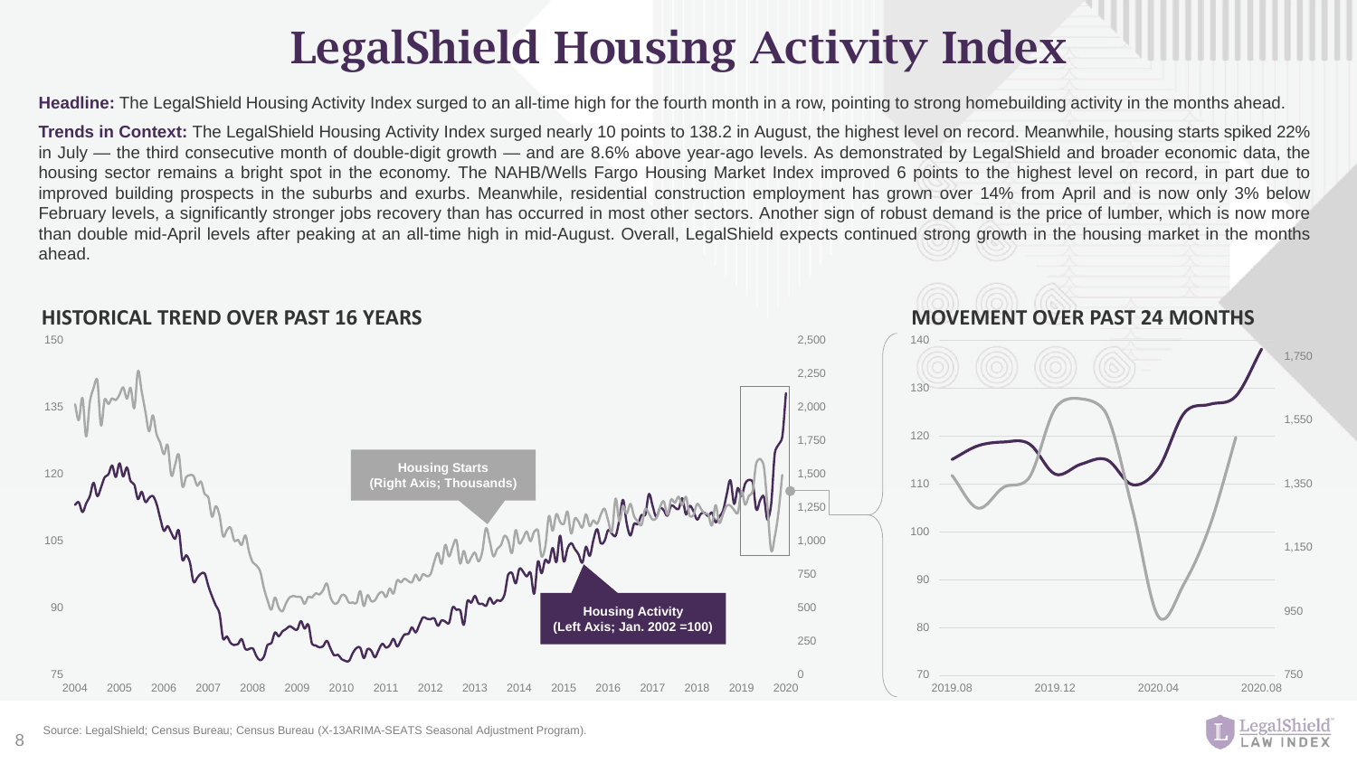# LegalShield Housing Activity Index

**Headline:** The LegalShield Housing Activity Index surged to an all-time high for the fourth month in a row, pointing to strong homebuilding activity in the months ahead.

**Trends in Context:** The LegalShield Housing Activity Index surged nearly 10 points to 138.2 in August, the highest level on record. Meanwhile, housing starts spiked 22% in July — the third consecutive month of double-digit growth — and are 8.6% above year-ago levels. As demonstrated by LegalShield and broader economic data, the housing sector remains a bright spot in the economy. The NAHB/Wells Fargo Housing Market Index improved 6 points to the highest level on record, in part due to improved building prospects in the suburbs and exurbs. Meanwhile, residential construction employment has grown over 14% from April and is now only 3% below February levels, a significantly stronger jobs recovery than has occurred in most other sectors. Another sign of robust demand is the price of lumber, which is now more than double mid-April levels after peaking at an all-time high in mid-August. Overall, LegalShield expects continued strong growth in the housing market in the months ahead.

## HISTORICAL TREND OVER PAST 16 YEARS

Housing Starts (Right Axis; Thousands)

Housing Activity (Left Axis; Jan. 2002 =100)

## MOVEMENT OVER PAST 24 MONTHS

Source: LegalShield; Census Bureau; Census Bureau (X-13ARIMA-SEATS Seasonal Adjustment Program).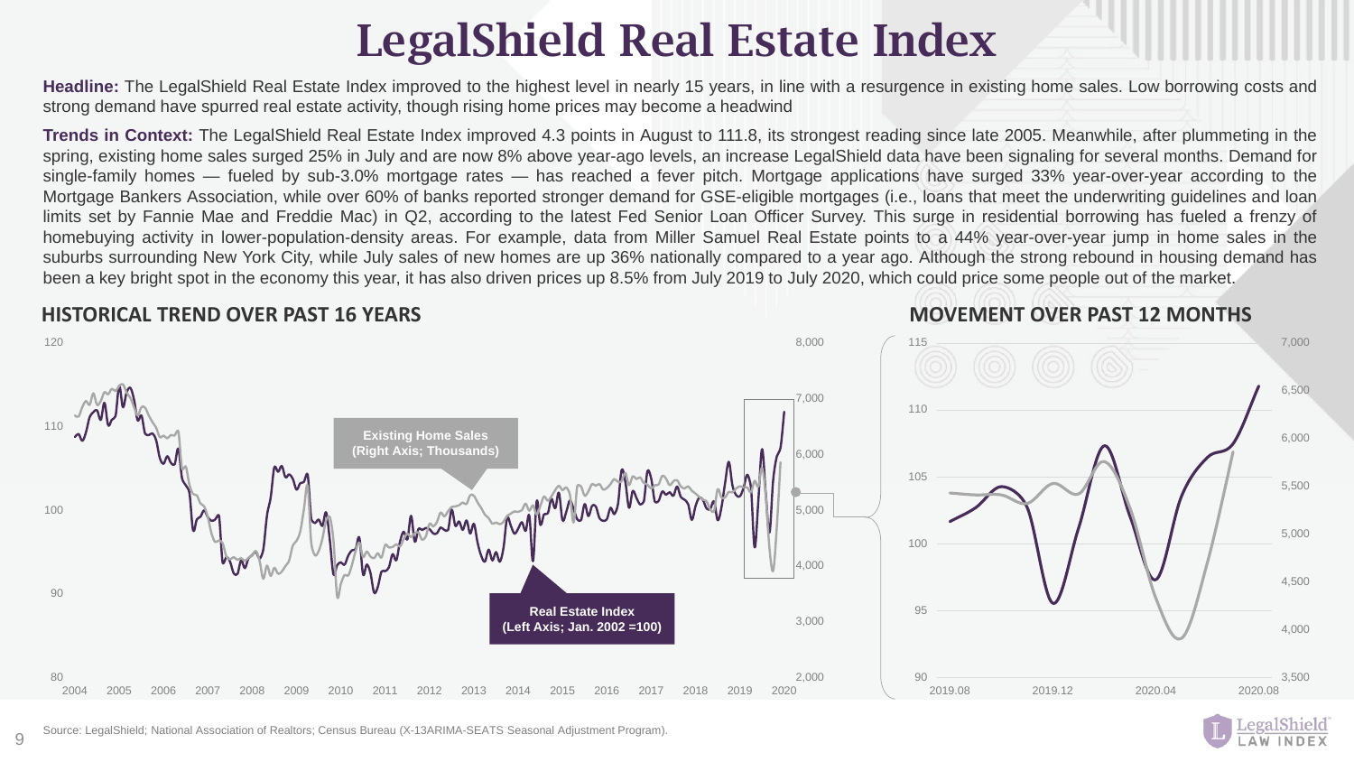# LegalShield Real Estate Index

**Headline:** The LegalShield Real Estate Index improved to the highest level in nearly 15 years, in line with a resurgence in existing home sales. Low borrowing costs and strong demand have spurred real estate activity, though rising home prices may become a headwind

**Trends in Context:** The LegalShield Real Estate Index improved 4.3 points in August to 111.8, its strongest reading since late 2005. Meanwhile, after plummeting in the spring, existing home sales surged 25% in July and are now 8% above year-ago levels, an increase LegalShield data have been signaling for several months. Demand for single-family homes — fueled by sub-3.0% mortgage rates — has reached a fever pitch. Mortgage applications have surged 33% year-over-year according to the Mortgage Bankers Association, while over 60% of banks reported stronger demand for GSE-eligible mortgages (i.e., loans that meet the underwriting guidelines and loan limits set by Fannie Mae and Freddie Mac) in Q2, according to the latest Fed Senior Loan Officer Survey. This surge in residential borrowing has fueled a frenzy of homebuying activity in lower-population-density areas. For example, data from Miller Samuel Real Estate points to a 44% year-over-year jump in home sales in the suburbs surrounding New York City, while July sales of new homes are up 36% nationally compared to a year ago. Although the strong rebound in housing demand has been a key bright spot in the economy this year, it has also driven prices up 8.5% from July 2019 to July 2020, which could price some people out of the market.

## HISTORICAL TREND OVER PAST 16 YEARS

Existing Home Sales (Right Axis; Thousands)

Real Estate Index (Left Axis; Jan. 2002 =100)

## MOVEMENT OVER PAST 12 MONTHS

Source: LegalShield; National Association of Realtors; Census Bureau (X-13ARIMA-SEATS Seasonal Adjustment Program).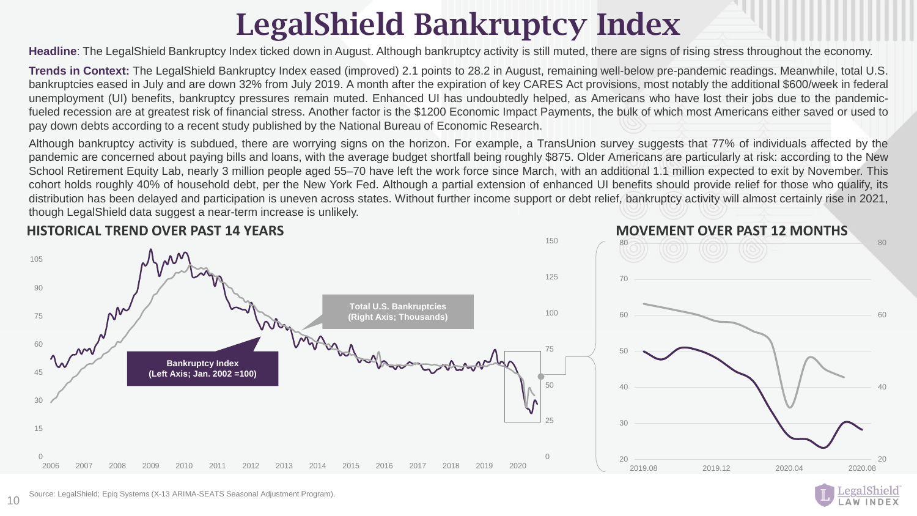# LegalShield Bankruptcy Index

**Headline**: The LegalShield Bankruptcy Index ticked down in August. Although bankruptcy activity is still muted, there are signs of rising stress throughout the economy.

**Trends in Context:** The LegalShield Bankruptcy Index eased (improved) 2.1 points to 28.2 in August, remaining well-below pre-pandemic readings. Meanwhile, total U.S. bankruptcies eased in July and are down 32% from July 2019. A month after the expiration of key CARES Act provisions, most notably the additional $600/week in federal unemployment (UI) benefits, bankruptcy pressures remain muted. Enhanced UI has undoubtedly helped, as Americans who have lost their jobs due to the pandemic-fueled recession are at greatest risk of financial stress. Another factor is the $1200 Economic Impact Payments, the bulk of which most Americans either saved or used to pay down debts according to a recent study published by the National Bureau of Economic Research.

Although bankruptcy activity is subdued, there are worrying signs on the horizon. For example, a TransUnion survey suggests that 77% of individuals affected by the pandemic are concerned about paying bills and loans, with the average budget shortfall being roughly $875. Older Americans are particularly at risk: according to the New School Retirement Equity Lab, nearly 3 million people aged 55–70 have left the work force since March, with an additional 1.1 million expected to exit by November. This cohort holds roughly 40% of household debt, per the New York Fed. Although a partial extension of enhanced UI benefits should provide relief for those who qualify, its distribution has been delayed and participation is uneven across states. Without further income support or debt relief, bankruptcy activity will almost certainly rise in 2021, though LegalShield data suggest a near-term increase is unlikely.

## HISTORICAL TREND OVER PAST 14 YEARS

Bankruptcy Index (Left Axis; Jan. 2002 =100)

Total U.S. Bankruptcies (Right Axis; Thousands)

## MOVEMENT OVER PAST 12 MONTHS

Source: LegalShield; Epiq Systems (X-13 ARIMA-SEATS Seasonal Adjustment Program).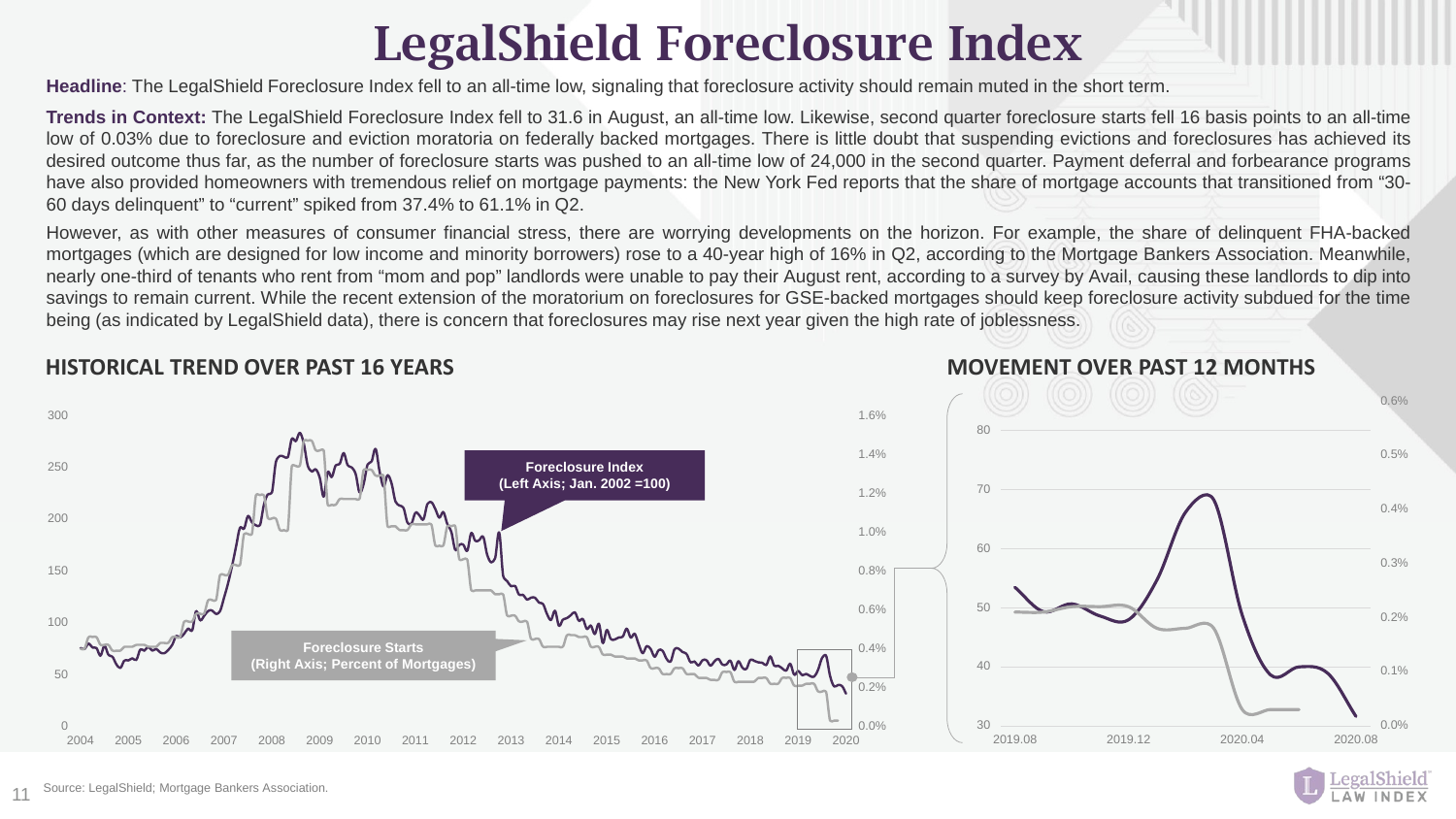# LegalShield Foreclosure Index

**Headline**: The LegalShield Foreclosure Index fell to an all-time low, signaling that foreclosure activity should remain muted in the short term.

**Trends in Context:** The LegalShield Foreclosure Index fell to 31.6 in August, an all-time low. Likewise, second quarter foreclosure starts fell 16 basis points to an all-time low of 0.03% due to foreclosure and eviction moratoria on federally backed mortgages. There is little doubt that suspending evictions and foreclosures has achieved its desired outcome thus far, as the number of foreclosure starts was pushed to an all-time low of 24,000 in the second quarter. Payment deferral and forbearance programs have also provided homeowners with tremendous relief on mortgage payments: the New York Fed reports that the share of mortgage accounts that transitioned from "30-60 days delinquent" to "current" spiked from 37.4% to 61.1% in Q2.

However, as with other measures of consumer financial stress, there are worrying developments on the horizon. For example, the share of delinquent FHA-backed mortgages (which are designed for low income and minority borrowers) rose to a 40-year high of 16% in Q2, according to the Mortgage Bankers Association. Meanwhile, nearly one-third of tenants who rent from "mom and pop" landlords were unable to pay their August rent, according to a survey by Avail, causing these landlords to dip into savings to remain current. While the recent extension of the moratorium on foreclosures for GSE-backed mortgages should keep foreclosure activity subdued for the time being (as indicated by LegalShield data), there is concern that foreclosures may rise next year given the high rate of joblessness.

## HISTORICAL TREND OVER PAST 16 YEARS

Foreclosure Index (Left Axis; Jan. 2002 =100)

Foreclosure Starts (Right Axis; Percent of Mortgages)

## MOVEMENT OVER PAST 12 MONTHS

Source: LegalShield; Mortgage Bankers Association.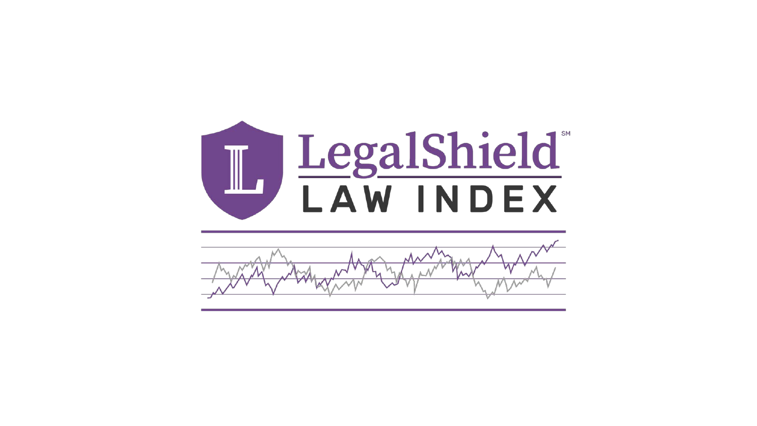LegalShield[SM]

LAW INDEX